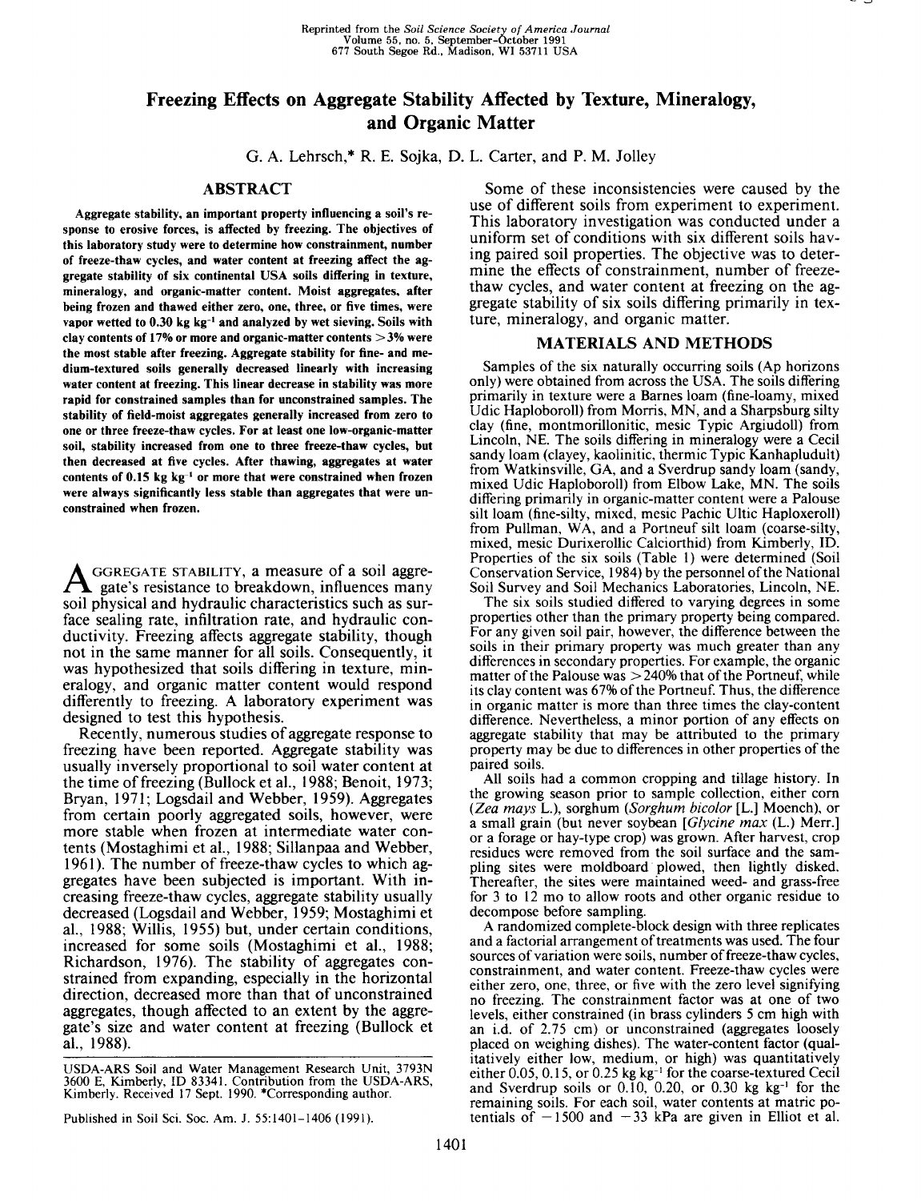Reprinted from the *Soil Science Society of America Journal*
Volume 55, no. 5, September–October 1991
677 South Segoe Rd., Madison, WI 53711 USA

# Freezing Effects on Aggregate Stability Affected by Texture, Mineralogy, and Organic Matter

G. A. Lehrsch,* R. E. Sojka, D. L. Carter, and P. M. Jolley

## ABSTRACT

**Aggregate stability, an important property influencing a soil's response to erosive forces, is affected by freezing. The objectives of this laboratory study were to determine how constrainment, number of freeze-thaw cycles, and water content at freezing affect the aggregate stability of six continental USA soils differing in texture, mineralogy, and organic-matter content. Moist aggregates, after being frozen and thawed either zero, one, three, or five times, were vapor wetted to 0.30 kg kg$^{-1}$ and analyzed by wet sieving. Soils with clay contents of 17% or more and organic-matter contents >3% were the most stable after freezing. Aggregate stability for fine- and medium-textured soils generally decreased linearly with increasing water content at freezing. This linear decrease in stability was more rapid for constrained samples than for unconstrained samples. The stability of field-moist aggregates generally increased from zero to one or three freeze-thaw cycles. For at least one low-organic-matter soil, stability increased from one to three freeze-thaw cycles, but then decreased at five cycles. After thawing, aggregates at water contents of 0.15 kg kg$^{-1}$ or more that were constrained when frozen were always significantly less stable than aggregates that were unconstrained when frozen.**

AGGREGATE STABILITY, a measure of a soil aggregate's resistance to breakdown, influences many soil physical and hydraulic characteristics such as surface sealing rate, infiltration rate, and hydraulic conductivity. Freezing affects aggregate stability, though not in the same manner for all soils. Consequently, it was hypothesized that soils differing in texture, mineralogy, and organic matter content would respond differently to freezing. A laboratory experiment was designed to test this hypothesis.

Recently, numerous studies of aggregate response to freezing have been reported. Aggregate stability was usually inversely proportional to soil water content at the time of freezing (Bullock et al., 1988; Benoit, 1973; Bryan, 1971; Logsdail and Webber, 1959). Aggregates from certain poorly aggregated soils, however, were more stable when frozen at intermediate water contents (Mostaghimi et al., 1988; Sillanpaa and Webber, 1961). The number of freeze-thaw cycles to which aggregates have been subjected is important. With increasing freeze-thaw cycles, aggregate stability usually decreased (Logsdail and Webber, 1959; Mostaghimi et al., 1988; Willis, 1955) but, under certain conditions, increased for some soils (Mostaghimi et al., 1988; Richardson, 1976). The stability of aggregates constrained from expanding, especially in the horizontal direction, decreased more than that of unconstrained aggregates, though affected to an extent by the aggregate's size and water content at freezing (Bullock et al., 1988).

Some of these inconsistencies were caused by the use of different soils from experiment to experiment. This laboratory investigation was conducted under a uniform set of conditions with six different soils having paired soil properties. The objective was to determine the effects of constrainment, number of freeze-thaw cycles, and water content at freezing on the aggregate stability of six soils differing primarily in texture, mineralogy, and organic matter.

## MATERIALS AND METHODS

Samples of the six naturally occurring soils (Ap horizons only) were obtained from across the USA. The soils differing primarily in texture were a Barnes loam (fine-loamy, mixed Udic Haploboroll) from Morris, MN, and a Sharpsburg silty clay (fine, montmorillonitic, mesic Typic Argiudoll) from Lincoln, NE. The soils differing in mineralogy were a Cecil sandy loam (clayey, kaolinitic, thermic Typic Kanhapludult) from Watkinsville, GA, and a Sverdrup sandy loam (sandy, mixed Udic Haploboroll) from Elbow Lake, MN. The soils differing primarily in organic-matter content were a Palouse silt loam (fine-silty, mixed, mesic Pachic Ultic Haploxeroll) from Pullman, WA, and a Portneuf silt loam (coarse-silty, mixed, mesic Durixerollic Calciorthid) from Kimberly, ID. Properties of the six soils (Table 1) were determined (Soil Conservation Service, 1984) by the personnel of the National Soil Survey and Soil Mechanics Laboratories, Lincoln, NE.

The six soils studied differed to varying degrees in some properties other than the primary property being compared. For any given soil pair, however, the difference between the soils in their primary property was much greater than any differences in secondary properties. For example, the organic matter of the Palouse was >240% that of the Portneuf, while its clay content was 67% of the Portneuf. Thus, the difference in organic matter is more than three times the clay-content difference. Nevertheless, a minor portion of any effects on aggregate stability that may be attributed to the primary property may be due to differences in other properties of the paired soils.

All soils had a common cropping and tillage history. In the growing season prior to sample collection, either corn (*Zea mays* L.), sorghum (*Sorghum bicolor* [L.] Moench), or a small grain (but never soybean [*Glycine max* (L.) Merr.] or a forage or hay-type crop) was grown. After harvest, crop residues were removed from the soil surface and the sampling sites were moldboard plowed, then lightly disked. Thereafter, the sites were maintained weed- and grass-free for 3 to 12 mo to allow roots and other organic residue to decompose before sampling.

A randomized complete-block design with three replicates and a factorial arrangement of treatments was used. The four sources of variation were soils, number of freeze-thaw cycles, constrainment, and water content. Freeze-thaw cycles were either zero, one, three, or five with the zero level signifying no freezing. The constrainment factor was at one of two levels, either constrained (in brass cylinders 5 cm high with an i.d. of 2.75 cm) or unconstrained (aggregates loosely placed on weighing dishes). The water-content factor (qualitatively either low, medium, or high) was quantitatively either 0.05, 0.15, or 0.25 kg kg$^{-1}$ for the coarse-textured Cecil and Sverdrup soils or 0.10, 0.20, or 0.30 kg kg$^{-1}$ for the remaining soils. For each soil, water contents at matric potentials of −1500 and −33 kPa are given in Elliot et al.

---

USDA-ARS Soil and Water Management Research Unit, 3793N 3600 E, Kimberly, ID 83341. Contribution from the USDA-ARS, Kimberly. Received 17 Sept. 1990. *Corresponding author.

Published in Soil Sci. Soc. Am. J. 55:1401–1406 (1991).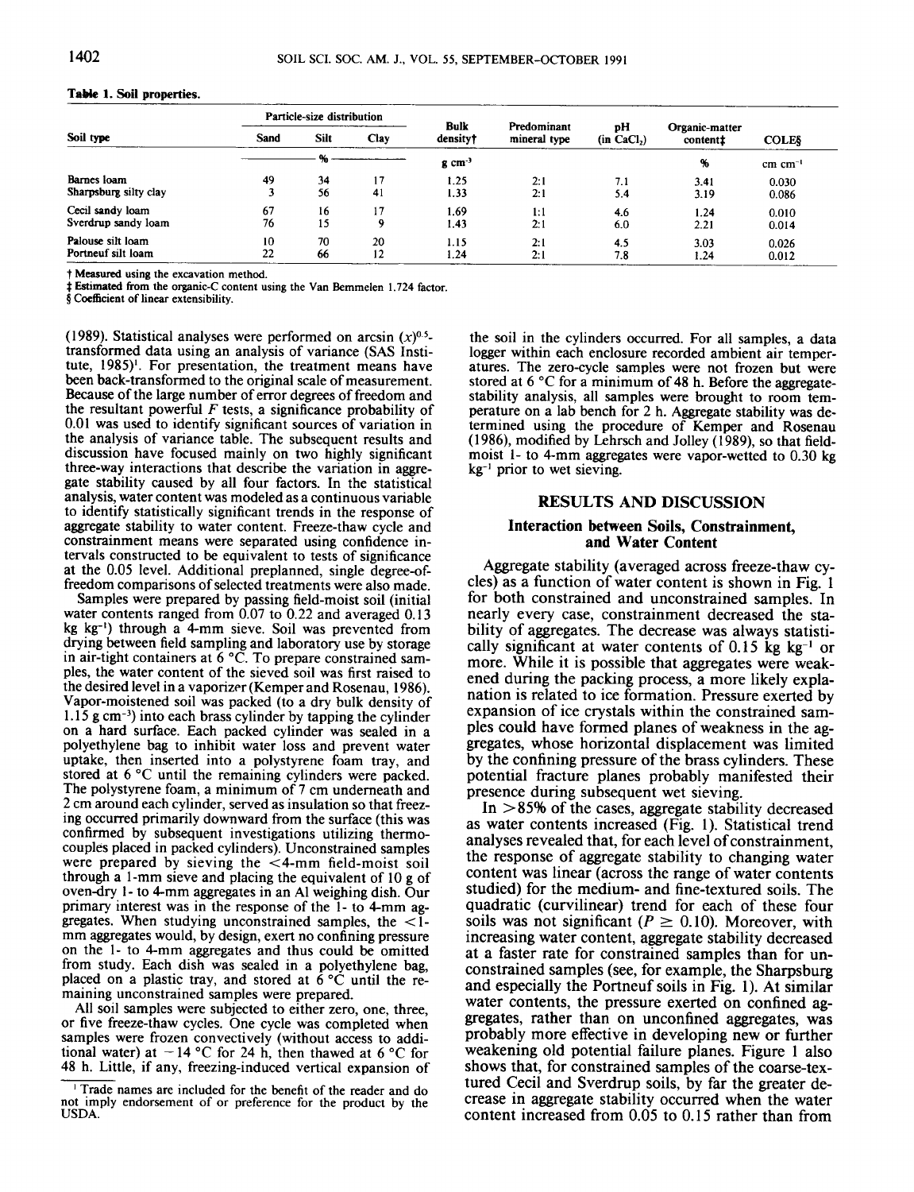**Table 1. Soil properties.**

| Soil type | Particle-size distribution | | | Bulk density† | Predominant mineral type | pH (in $CaCl_2$) | Organic-matter content‡ | COLE§ |
|---|---|---|---|---|---|---|---|---|
| | Sand | Silt | Clay | | | | | |
| | % | | | g cm$^{-3}$ | | | % | cm cm$^{-1}$ |
| Barnes loam | 49 | 34 | 17 | 1.25 | 2:1 | 7.1 | 3.41 | 0.030 |
| Sharpsburg silty clay | 3 | 56 | 41 | 1.33 | 2:1 | 5.4 | 3.19 | 0.086 |
| Cecil sandy loam | 67 | 16 | 17 | 1.69 | 1:1 | 4.6 | 1.24 | 0.010 |
| Sverdrup sandy loam | 76 | 15 | 9 | 1.43 | 2:1 | 6.0 | 2.21 | 0.014 |
| Palouse silt loam | 10 | 70 | 20 | 1.15 | 2:1 | 4.5 | 3.03 | 0.026 |
| Portneuf silt loam | 22 | 66 | 12 | 1.24 | 2:1 | 7.8 | 1.24 | 0.012 |

† Measured using the excavation method.
‡ Estimated from the organic-C content using the Van Bemmelen 1.724 factor.
§ Coefficient of linear extensibility.

(1989). Statistical analyses were performed on arcsin $(x)^{0.5}$-transformed data using an analysis of variance (SAS Institute, 1985)[1]. For presentation, the treatment means have been back-transformed to the original scale of measurement. Because of the large number of error degrees of freedom and the resultant powerful $F$ tests, a significance probability of 0.01 was used to identify significant sources of variation in the analysis of variance table. The subsequent results and discussion have focused mainly on two highly significant three-way interactions that describe the variation in aggregate stability caused by all four factors. In the statistical analysis, water content was modeled as a continuous variable to identify statistically significant trends in the response of aggregate stability to water content. Freeze-thaw cycle and constrainment means were separated using confidence intervals constructed to be equivalent to tests of significance at the 0.05 level. Additional preplanned, single degree-of-freedom comparisons of selected treatments were also made.

Samples were prepared by passing field-moist soil (initial water contents ranged from 0.07 to 0.22 and averaged 0.13 kg kg$^{-1}$) through a 4-mm sieve. Soil was prevented from drying between field sampling and laboratory use by storage in air-tight containers at 6 °C. To prepare constrained samples, the water content of the sieved soil was first raised to the desired level in a vaporizer (Kemper and Rosenau, 1986). Vapor-moistened soil was packed (to a dry bulk density of 1.15 g cm$^{-3}$) into each brass cylinder by tapping the cylinder on a hard surface. Each packed cylinder was sealed in a polyethylene bag to inhibit water loss and prevent water uptake, then inserted into a polystyrene foam tray, and stored at 6 °C until the remaining cylinders were packed. The polystyrene foam, a minimum of 7 cm underneath and 2 cm around each cylinder, served as insulation so that freezing occurred primarily downward from the surface (this was confirmed by subsequent investigations utilizing thermocouples placed in packed cylinders). Unconstrained samples were prepared by sieving the <4-mm field-moist soil through a 1-mm sieve and placing the equivalent of 10 g of oven-dry 1- to 4-mm aggregates in an Al weighing dish. Our primary interest was in the response of the 1- to 4-mm aggregates. When studying unconstrained samples, the <1-mm aggregates would, by design, exert no confining pressure on the 1- to 4-mm aggregates and thus could be omitted from study. Each dish was sealed in a polyethylene bag, placed on a plastic tray, and stored at 6 °C until the remaining unconstrained samples were prepared.

All soil samples were subjected to either zero, one, three, or five freeze-thaw cycles. One cycle was completed when samples were frozen convectively (without access to additional water) at −14 °C for 24 h, then thawed at 6 °C for 48 h. Little, if any, freezing-induced vertical expansion of the soil in the cylinders occurred. For all samples, a data logger within each enclosure recorded ambient air temperatures. The zero-cycle samples were not frozen but were stored at 6 °C for a minimum of 48 h. Before the aggregate-stability analysis, all samples were brought to room temperature on a lab bench for 2 h. Aggregate stability was determined using the procedure of Kemper and Rosenau (1986), modified by Lehrsch and Jolley (1989), so that field-moist 1- to 4-mm aggregates were vapor-wetted to 0.30 kg kg$^{-1}$ prior to wet sieving.

[1] Trade names are included for the benefit of the reader and do not imply endorsement of or preference for the product by the USDA.

## RESULTS AND DISCUSSION

### Interaction between Soils, Constrainment, and Water Content

Aggregate stability (averaged across freeze-thaw cycles) as a function of water content is shown in Fig. 1 for both constrained and unconstrained samples. In nearly every case, constrainment decreased the stability of aggregates. The decrease was always statistically significant at water contents of 0.15 kg kg$^{-1}$ or more. While it is possible that aggregates were weakened during the packing process, a more likely explanation is related to ice formation. Pressure exerted by expansion of ice crystals within the constrained samples could have formed planes of weakness in the aggregates, whose horizontal displacement was limited by the confining pressure of the brass cylinders. These potential fracture planes probably manifested their presence during subsequent wet sieving.

In >85% of the cases, aggregate stability decreased as water contents increased (Fig. 1). Statistical trend analyses revealed that, for each level of constrainment, the response of aggregate stability to changing water content was linear (across the range of water contents studied) for the medium- and fine-textured soils. The quadratic (curvilinear) trend for each of these four soils was not significant ($P \geq 0.10$). Moreover, with increasing water content, aggregate stability decreased at a faster rate for constrained samples than for unconstrained samples (see, for example, the Sharpsburg and especially the Portneuf soils in Fig. 1). At similar water contents, the pressure exerted on confined aggregates, rather than on unconfined aggregates, was probably more effective in developing new or further weakening old potential failure planes. Figure 1 also shows that, for constrained samples of the coarse-textured Cecil and Sverdrup soils, by far the greater decrease in aggregate stability occurred when the water content increased from 0.05 to 0.15 rather than from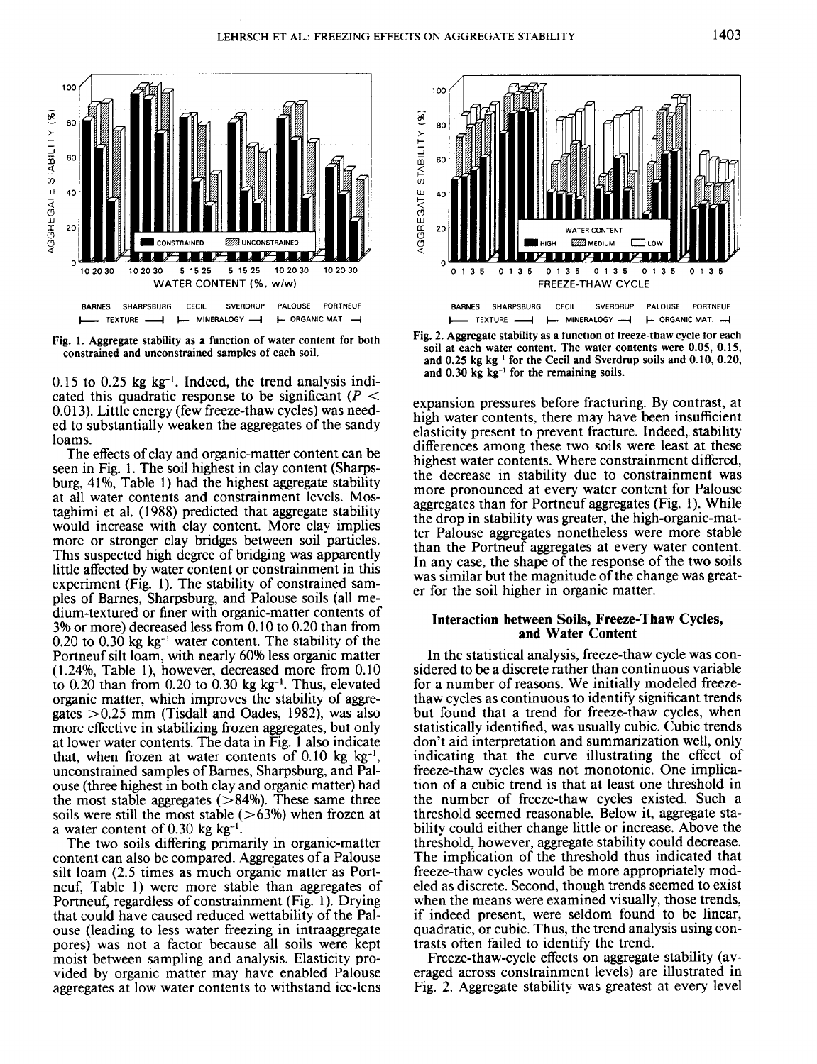AGGREGATE STABILITY (%)

100
80
60
40
20
0

CONSTRAINED UNCONSTRAINED

10 20 30 10 20 30 5 15 25 5 15 25 10 20 30 10 20 30

WATER CONTENT (%, w/w)

BARNES SHARPSBURG CECIL SVERDRUP PALOUSE PORTNEUF

TEXTURE MINERALOGY ORGANIC MAT.

Fig. 1. Aggregate stability as a function of water content for both constrained and unconstrained samples of each soil.

AGGREGATE STABILITY (%)

100
80
60
40
20
0

WATER CONTENT

HIGH MEDIUM LOW

0 1 3 5 0 1 3 5 0 1 3 5 0 1 3 5 0 1 3 5 0 1 3 5

FREEZE-THAW CYCLE

BARNES SHARPSBURG CECIL SVERDRUP PALOUSE PORTNEUF

TEXTURE MINERALOGY ORGANIC MAT.

Fig. 2. Aggregate stability as a function of freeze-thaw cycle for each soil at each water content. The water contents were 0.05, 0.15, and 0.25 kg kg$^{-1}$ for the Cecil and Sverdrup soils and 0.10, 0.20, and 0.30 kg kg$^{-1}$ for the remaining soils.

0.15 to 0.25 kg kg$^{-1}$. Indeed, the trend analysis indicated this quadratic response to be significant ($P < 0.013$). Little energy (few freeze-thaw cycles) was needed to substantially weaken the aggregates of the sandy loams.

The effects of clay and organic-matter content can be seen in Fig. 1. The soil highest in clay content (Sharpsburg, 41%, Table 1) had the highest aggregate stability at all water contents and constrainment levels. Mostaghimi et al. (1988) predicted that aggregate stability would increase with clay content. More clay implies more or stronger clay bridges between soil particles. This suspected high degree of bridging was apparently little affected by water content or constrainment in this experiment (Fig. 1). The stability of constrained samples of Barnes, Sharpsburg, and Palouse soils (all medium-textured or finer with organic-matter contents of 3% or more) decreased less from 0.10 to 0.20 than from 0.20 to 0.30 kg kg$^{-1}$ water content. The stability of the Portneuf silt loam, with nearly 60% less organic matter (1.24%, Table 1), however, decreased more from 0.10 to 0.20 than from 0.20 to 0.30 kg kg$^{-1}$. Thus, elevated organic matter, which improves the stability of aggregates >0.25 mm (Tisdall and Oades, 1982), was also more effective in stabilizing frozen aggregates, but only at lower water contents. The data in Fig. 1 also indicate that, when frozen at water contents of 0.10 kg kg$^{-1}$, unconstrained samples of Barnes, Sharpsburg, and Palouse (three highest in both clay and organic matter) had the most stable aggregates (>84%). These same three soils were still the most stable (>63%) when frozen at a water content of 0.30 kg kg$^{-1}$.

The two soils differing primarily in organic-matter content can also be compared. Aggregates of a Palouse silt loam (2.5 times as much organic matter as Portneuf, Table 1) were more stable than aggregates of Portneuf, regardless of constrainment (Fig. 1). Drying that could have caused reduced wettability of the Palouse (leading to less water freezing in intraaggregate pores) was not a factor because all soils were kept moist between sampling and analysis. Elasticity provided by organic matter may have enabled Palouse aggregates at low water contents to withstand ice-lens expansion pressures before fracturing. By contrast, at high water contents, there may have been insufficient elasticity present to prevent fracture. Indeed, stability differences among these two soils were least at these highest water contents. Where constrainment differed, the decrease in stability due to constrainment was more pronounced at every water content for Palouse aggregates than for Portneuf aggregates (Fig. 1). While the drop in stability was greater, the high-organic-matter Palouse aggregates nonetheless were more stable than the Portneuf aggregates at every water content. In any case, the shape of the response of the two soils was similar but the magnitude of the change was greater for the soil higher in organic matter.

### Interaction between Soils, Freeze-Thaw Cycles, and Water Content

In the statistical analysis, freeze-thaw cycle was considered to be a discrete rather than continuous variable for a number of reasons. We initially modeled freeze-thaw cycles as continuous to identify significant trends but found that a trend for freeze-thaw cycles, when statistically identified, was usually cubic. Cubic trends don't aid interpretation and summarization well, only indicating that the curve illustrating the effect of freeze-thaw cycles was not monotonic. One implication of a cubic trend is that at least one threshold in the number of freeze-thaw cycles existed. Such a threshold seemed reasonable. Below it, aggregate stability could either change little or increase. Above the threshold, however, aggregate stability could decrease. The implication of the threshold thus indicated that freeze-thaw cycles would be more appropriately modeled as discrete. Second, though trends seemed to exist when the means were examined visually, those trends, if indeed present, were seldom found to be linear, quadratic, or cubic. Thus, the trend analysis using contrasts often failed to identify the trend.

Freeze-thaw-cycle effects on aggregate stability (averaged across constrainment levels) are illustrated in Fig. 2. Aggregate stability was greatest at every level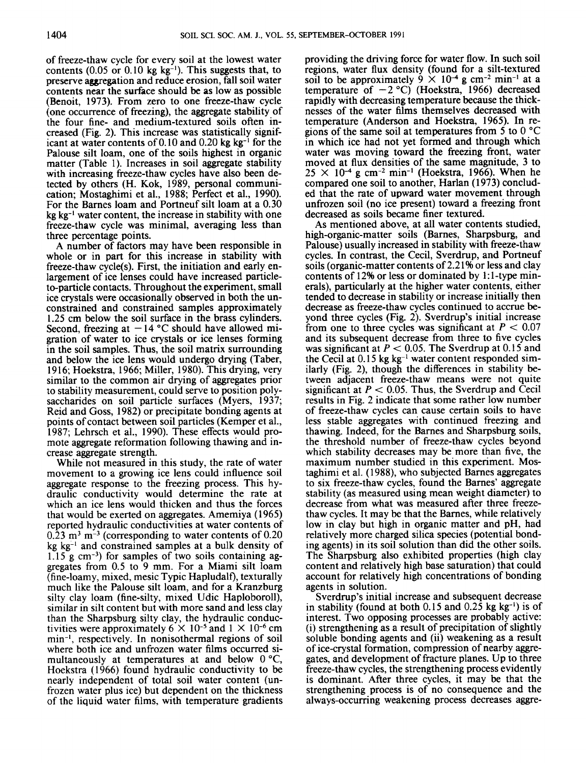of freeze-thaw cycle for every soil at the lowest water contents (0.05 or 0.10 kg $kg^{-1}$). This suggests that, to preserve aggregation and reduce erosion, fall soil water contents near the surface should be as low as possible (Benoit, 1973). From zero to one freeze-thaw cycle (one occurrence of freezing), the aggregate stability of the four fine- and medium-textured soils often increased (Fig. 2). This increase was statistically significant at water contents of 0.10 and 0.20 kg $kg^{-1}$ for the Palouse silt loam, one of the soils highest in organic matter (Table 1). Increases in soil aggregate stability with increasing freeze-thaw cycles have also been detected by others (H. Kok, 1989, personal communication; Mostaghimi et al., 1988; Perfect et al., 1990). For the Barnes loam and Portneuf silt loam at a 0.30 kg $kg^{-1}$ water content, the increase in stability with one freeze-thaw cycle was minimal, averaging less than three percentage points.

A number of factors may have been responsible in whole or in part for this increase in stability with freeze-thaw cycle(s). First, the initiation and early enlargement of ice lenses could have increased particle-to-particle contacts. Throughout the experiment, small ice crystals were occasionally observed in both the unconstrained and constrained samples approximately 1.25 cm below the soil surface in the brass cylinders. Second, freezing at −14 °C should have allowed migration of water to ice crystals or ice lenses forming in the soil samples. Thus, the soil matrix surrounding and below the ice lens would undergo drying (Taber, 1916; Hoekstra, 1966; Miller, 1980). This drying, very similar to the common air drying of aggregates prior to stability measurement, could serve to position polysaccharides on soil particle surfaces (Myers, 1937; Reid and Goss, 1982) or precipitate bonding agents at points of contact between soil particles (Kemper et al., 1987; Lehrsch et al., 1990). These effects would promote aggregate reformation following thawing and increase aggregate strength.

While not measured in this study, the rate of water movement to a growing ice lens could influence soil aggregate response to the freezing process. This hydraulic conductivity would determine the rate at which an ice lens would thicken and thus the forces that would be exerted on aggregates. Amemiya (1965) reported hydraulic conductivities at water contents of 0.23 $m^3$ $m^{-3}$ (corresponding to water contents of 0.20 kg $kg^{-1}$ and constrained samples at a bulk density of 1.15 g $cm^{-3}$) for samples of two soils containing aggregates from 0.5 to 9 mm. For a Miami silt loam (fine-loamy, mixed, mesic Typic Hapludalf), texturally much like the Palouse silt loam, and for a Kranzburg silty clay loam (fine-silty, mixed Udic Haploboroll), similar in silt content but with more sand and less clay than the Sharpsburg silty clay, the hydraulic conductivities were approximately $6 \times 10^{-5}$ and $1 \times 10^{-6}$ cm $min^{-1}$, respectively. In nonisothermal regions of soil where both ice and unfrozen water films occurred simultaneously at temperatures at and below 0 °C, Hoekstra (1966) found hydraulic conductivity to be nearly independent of total soil water content (unfrozen water plus ice) but dependent on the thickness of the liquid water films, with temperature gradients providing the driving force for water flow. In such soil regions, water flux density (found for a silt-textured soil to be approximately $9 \times 10^{-4}$ g $cm^{-2}$ $min^{-1}$ at a temperature of −2 °C) (Hoekstra, 1966) decreased rapidly with decreasing temperature because the thicknesses of the water films themselves decreased with temperature (Anderson and Hoekstra, 1965). In regions of the same soil at temperatures from 5 to 0 °C in which ice had not yet formed and through which water was moving toward the freezing front, water moved at flux densities of the same magnitude, 3 to $25 \times 10^{-4}$ g $cm^{-2}$ $min^{-1}$ (Hoekstra, 1966). When he compared one soil to another, Harlan (1973) concluded that the rate of upward water movement through unfrozen soil (no ice present) toward a freezing front decreased as soils became finer textured.

As mentioned above, at all water contents studied, high-organic-matter soils (Barnes, Sharpsburg, and Palouse) usually increased in stability with freeze-thaw cycles. In contrast, the Cecil, Sverdrup, and Portneuf soils (organic-matter contents of 2.21% or less and clay contents of 12% or less or dominated by 1:1-type minerals), particularly at the higher water contents, either tended to decrease in stability or increase initially then decrease as freeze-thaw cycles continued to accrue beyond three cycles (Fig. 2). Sverdrup's initial increase from one to three cycles was significant at $P < 0.07$ and its subsequent decrease from three to five cycles was significant at $P < 0.05$. The Sverdrup at 0.15 and the Cecil at 0.15 kg $kg^{-1}$ water content responded similarly (Fig. 2), though the differences in stability between adjacent freeze-thaw means were not quite significant at $P < 0.05$. Thus, the Sverdrup and Cecil results in Fig. 2 indicate that some rather low number of freeze-thaw cycles can cause certain soils to have less stable aggregates with continued freezing and thawing. Indeed, for the Barnes and Sharpsburg soils, the threshold number of freeze-thaw cycles beyond which stability decreases may be more than five, the maximum number studied in this experiment. Mostaghimi et al. (1988), who subjected Barnes aggregates to six freeze-thaw cycles, found the Barnes' aggregate stability (as measured using mean weight diameter) to decrease from what was measured after three freeze-thaw cycles. It may be that the Barnes, while relatively low in clay but high in organic matter and pH, had relatively more charged silica species (potential bonding agents) in its soil solution than did the other soils. The Sharpsburg also exhibited properties (high clay content and relatively high base saturation) that could account for relatively high concentrations of bonding agents in solution.

Sverdrup's initial increase and subsequent decrease in stability (found at both 0.15 and 0.25 kg $kg^{-1}$) is of interest. Two opposing processes are probably active: (i) strengthening as a result of precipitation of slightly soluble bonding agents and (ii) weakening as a result of ice-crystal formation, compression of nearby aggregates, and development of fracture planes. Up to three freeze-thaw cycles, the strengthening process evidently is dominant. After three cycles, it may be that the strengthening process is of no consequence and the always-occurring weakening process decreases aggre-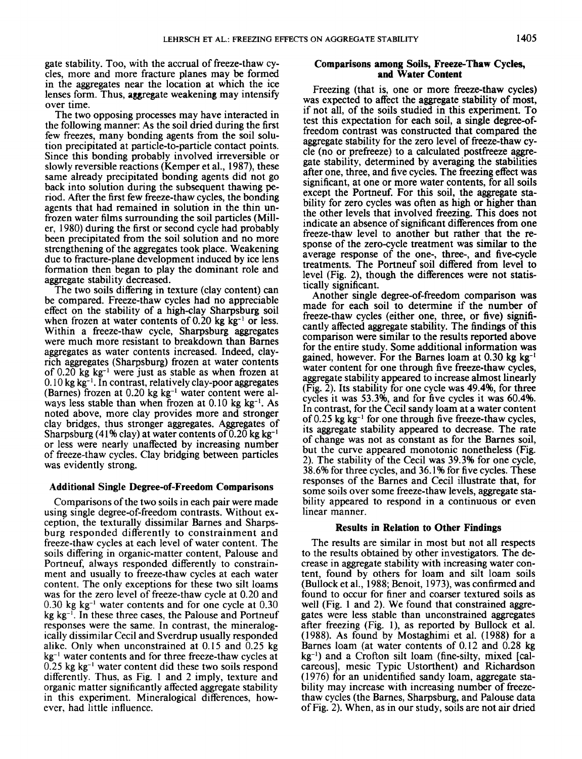gate stability. Too, with the accrual of freeze-thaw cycles, more and more fracture planes may be formed in the aggregates near the location at which the ice lenses form. Thus, aggregate weakening may intensify over time.

The two opposing processes may have interacted in the following manner: As the soil dried during the first few freezes, many bonding agents from the soil solution precipitated at particle-to-particle contact points. Since this bonding probably involved irreversible or slowly reversible reactions (Kemper et al., 1987), these same already precipitated bonding agents did not go back into solution during the subsequent thawing period. After the first few freeze-thaw cycles, the bonding agents that had remained in solution in the thin unfrozen water films surrounding the soil particles (Miller, 1980) during the first or second cycle had probably been precipitated from the soil solution and no more strengthening of the aggregates took place. Weakening due to fracture-plane development induced by ice lens formation then began to play the dominant role and aggregate stability decreased.

The two soils differing in texture (clay content) can be compared. Freeze-thaw cycles had no appreciable effect on the stability of a high-clay Sharpsburg soil when frozen at water contents of 0.20 kg kg$^{-1}$ or less. Within a freeze-thaw cycle, Sharpsburg aggregates were much more resistant to breakdown than Barnes aggregates as water contents increased. Indeed, clay-rich aggregates (Sharpsburg) frozen at water contents of 0.20 kg kg$^{-1}$ were just as stable as when frozen at 0.10 kg kg$^{-1}$. In contrast, relatively clay-poor aggregates (Barnes) frozen at 0.20 kg kg$^{-1}$ water content were always less stable than when frozen at 0.10 kg kg$^{-1}$. As noted above, more clay provides more and stronger clay bridges, thus stronger aggregates. Aggregates of Sharpsburg (41% clay) at water contents of 0.20 kg kg$^{-1}$ or less were nearly unaffected by increasing number of freeze-thaw cycles. Clay bridging between particles was evidently strong.

### Additional Single Degree-of-Freedom Comparisons

Comparisons of the two soils in each pair were made using single degree-of-freedom contrasts. Without exception, the texturally dissimilar Barnes and Sharpsburg responded differently to constrainment and freeze-thaw cycles at each level of water content. The soils differing in organic-matter content, Palouse and Portneuf, always responded differently to constrainment and usually to freeze-thaw cycles at each water content. The only exceptions for these two silt loams was for the zero level of freeze-thaw cycle at 0.20 and 0.30 kg kg$^{-1}$ water contents and for one cycle at 0.30 kg kg$^{-1}$. In these three cases, the Palouse and Portneuf responses were the same. In contrast, the mineralogically dissimilar Cecil and Sverdrup usually responded alike. Only when unconstrained at 0.15 and 0.25 kg kg$^{-1}$ water contents and for three freeze-thaw cycles at 0.25 kg kg$^{-1}$ water content did these two soils respond differently. Thus, as Fig. 1 and 2 imply, texture and organic matter significantly affected aggregate stability in this experiment. Mineralogical differences, however, had little influence.

### Comparisons among Soils, Freeze-Thaw Cycles, and Water Content

Freezing (that is, one or more freeze-thaw cycles) was expected to affect the aggregate stability of most, if not all, of the soils studied in this experiment. To test this expectation for each soil, a single degree-of-freedom contrast was constructed that compared the aggregate stability for the zero level of freeze-thaw cycle (no or prefreeze) to a calculated postfreeze aggregate stability, determined by averaging the stabilities after one, three, and five cycles. The freezing effect was significant, at one or more water contents, for all soils except the Portneuf. For this soil, the aggregate stability for zero cycles was often as high or higher than the other levels that involved freezing. This does not indicate an absence of significant differences from one freeze-thaw level to another but rather that the response of the zero-cycle treatment was similar to the average response of the one-, three-, and five-cycle treatments. The Portneuf soil differed from level to level (Fig. 2), though the differences were not statistically significant.

Another single degree-of-freedom comparison was made for each soil to determine if the number of freeze-thaw cycles (either one, three, or five) significantly affected aggregate stability. The findings of this comparison were similar to the results reported above for the entire study. Some additional information was gained, however. For the Barnes loam at 0.30 kg kg$^{-1}$ water content for one through five freeze-thaw cycles, aggregate stability appeared to increase almost linearly (Fig. 2). Its stability for one cycle was 49.4%, for three cycles it was 53.3%, and for five cycles it was 60.4%. In contrast, for the Cecil sandy loam at a water content of 0.25 kg kg$^{-1}$ for one through five freeze-thaw cycles, its aggregate stability appeared to decrease. The rate of change was not as constant as for the Barnes soil, but the curve appeared monotonic nonetheless (Fig. 2). The stability of the Cecil was 39.3% for one cycle, 38.6% for three cycles, and 36.1% for five cycles. These responses of the Barnes and Cecil illustrate that, for some soils over some freeze-thaw levels, aggregate stability appeared to respond in a continuous or even linear manner.

### Results in Relation to Other Findings

The results are similar in most but not all respects to the results obtained by other investigators. The decrease in aggregate stability with increasing water content, found by others for loam and silt loam soils (Bullock et al., 1988; Benoit, 1973), was confirmed and found to occur for finer and coarser textured soils as well (Fig. 1 and 2). We found that constrained aggregates were less stable than unconstrained aggregates after freezing (Fig. 1), as reported by Bullock et al. (1988). As found by Mostaghimi et al. (1988) for a Barnes loam (at water contents of 0.12 and 0.28 kg kg$^{-1}$) and a Crofton silt loam (fine-silty, mixed [calcareous], mesic Typic Ustorthent) and Richardson (1976) for an unidentified sandy loam, aggregate stability may increase with increasing number of freeze-thaw cycles (the Barnes, Sharpsburg, and Palouse data of Fig. 2). When, as in our study, soils are not air dried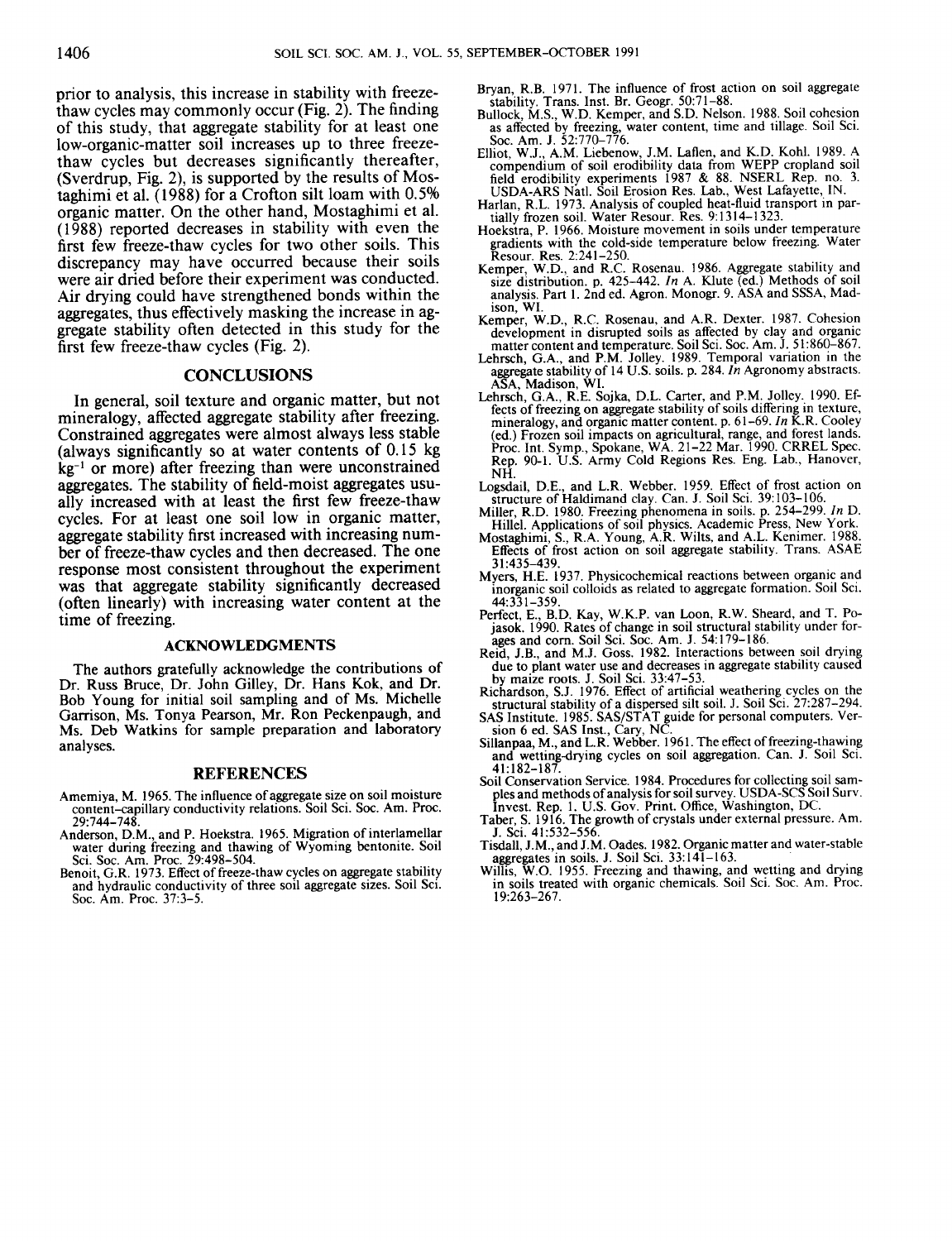prior to analysis, this increase in stability with freeze-thaw cycles may commonly occur (Fig. 2). The finding of this study, that aggregate stability for at least one low-organic-matter soil increases up to three freeze-thaw cycles but decreases significantly thereafter, (Sverdrup, Fig. 2), is supported by the results of Mostaghimi et al. (1988) for a Crofton silt loam with 0.5% organic matter. On the other hand, Mostaghimi et al. (1988) reported decreases in stability with even the first few freeze-thaw cycles for two other soils. This discrepancy may have occurred because their soils were air dried before their experiment was conducted. Air drying could have strengthened bonds within the aggregates, thus effectively masking the increase in aggregate stability often detected in this study for the first few freeze-thaw cycles (Fig. 2).

## CONCLUSIONS

In general, soil texture and organic matter, but not mineralogy, affected aggregate stability after freezing. Constrained aggregates were almost always less stable (always significantly so at water contents of 0.15 kg $kg^{-1}$ or more) after freezing than were unconstrained aggregates. The stability of field-moist aggregates usually increased with at least the first few freeze-thaw cycles. For at least one soil low in organic matter, aggregate stability first increased with increasing number of freeze-thaw cycles and then decreased. The one response most consistent throughout the experiment was that aggregate stability significantly decreased (often linearly) with increasing water content at the time of freezing.

## ACKNOWLEDGMENTS

The authors gratefully acknowledge the contributions of Dr. Russ Bruce, Dr. John Gilley, Dr. Hans Kok, and Dr. Bob Young for initial soil sampling and of Ms. Michelle Garrison, Ms. Tonya Pearson, Mr. Ron Peckenpaugh, and Ms. Deb Watkins for sample preparation and laboratory analyses.

## REFERENCES

Amemiya, M. 1965. The influence of aggregate size on soil moisture content–capillary conductivity relations. Soil Sci. Soc. Am. Proc. 29:744–748.

Anderson, D.M., and P. Hoekstra. 1965. Migration of interlamellar water during freezing and thawing of Wyoming bentonite. Soil Sci. Soc. Am. Proc. 29:498–504.

Benoit, G.R. 1973. Effect of freeze-thaw cycles on aggregate stability and hydraulic conductivity of three soil aggregate sizes. Soil Sci. Soc. Am. Proc. 37:3–5.

Bryan, R.B. 1971. The influence of frost action on soil aggregate stability. Trans. Inst. Br. Geogr. 50:71–88.

Bullock, M.S., W.D. Kemper, and S.D. Nelson. 1988. Soil cohesion as affected by freezing, water content, time and tillage. Soil Sci. Soc. Am. J. 52:770–776.

Elliot, W.J., A.M. Liebenow, J.M. Laflen, and K.D. Kohl. 1989. A compendium of soil erodibility data from WEPP cropland soil field erodibility experiments 1987 & 88. NSERL Rep. no. 3. USDA-ARS Natl. Soil Erosion Res. Lab., West Lafayette, IN.

Harlan, R.L. 1973. Analysis of coupled heat-fluid transport in partially frozen soil. Water Resour. Res. 9:1314–1323.

Hoekstra, P. 1966. Moisture movement in soils under temperature gradients with the cold-side temperature below freezing. Water Resour. Res. 2:241–250.

Kemper, W.D., and R.C. Rosenau. 1986. Aggregate stability and size distribution. p. 425–442. *In* A. Klute (ed.) Methods of soil analysis. Part 1. 2nd ed. Agron. Monogr. 9. ASA and SSSA, Madison, WI.

Kemper, W.D., R.C. Rosenau, and A.R. Dexter. 1987. Cohesion development in disrupted soils as affected by clay and organic matter content and temperature. Soil Sci. Soc. Am. J. 51:860–867.

Lehrsch, G.A., and P.M. Jolley. 1989. Temporal variation in the aggregate stability of 14 U.S. soils. p. 284. *In* Agronomy abstracts. ASA, Madison, WI.

Lehrsch, G.A., R.E. Sojka, D.L. Carter, and P.M. Jolley. 1990. Effects of freezing on aggregate stability of soils differing in texture, mineralogy, and organic matter content. p. 61–69. *In* K.R. Cooley (ed.) Frozen soil impacts on agricultural, range, and forest lands. Proc. Int. Symp., Spokane, WA. 21–22 Mar. 1990. CRREL Spec. Rep. 90-1. U.S. Army Cold Regions Res. Eng. Lab., Hanover, NH.

Logsdail, D.E., and L.R. Webber. 1959. Effect of frost action on structure of Haldimand clay. Can. J. Soil Sci. 39:103–106.

Miller, R.D. 1980. Freezing phenomena in soils. p. 254–299. *In* D. Hillel. Applications of soil physics. Academic Press, New York.

Mostaghimi, S., R.A. Young, A.R. Wilts, and A.L. Kenimer. 1988. Effects of frost action on soil aggregate stability. Trans. ASAE 31:435–439.

Myers, H.E. 1937. Physicochemical reactions between organic and inorganic soil colloids as related to aggregate formation. Soil Sci. 44:331–359.

Perfect, E., B.D. Kay, W.K.P. van Loon, R.W. Sheard, and T. Pojasok. 1990. Rates of change in soil structural stability under forages and corn. Soil Sci. Soc. Am. J. 54:179–186.

Reid, J.B., and M.J. Goss. 1982. Interactions between soil drying due to plant water use and decreases in aggregate stability caused by maize roots. J. Soil Sci. 33:47–53.

Richardson, S.J. 1976. Effect of artificial weathering cycles on the structural stability of a dispersed silt soil. J. Soil Sci. 27:287–294.

SAS Institute. 1985. SAS/STAT guide for personal computers. Version 6 ed. SAS Inst., Cary, NC.

Sillanpaa, M., and L.R. Webber. 1961. The effect of freezing-thawing and wetting-drying cycles on soil aggregation. Can. J. Soil Sci. 41:182–187.

Soil Conservation Service. 1984. Procedures for collecting soil samples and methods of analysis for soil survey. USDA-SCS Soil Surv. Invest. Rep. 1. U.S. Gov. Print. Office, Washington, DC.

Taber, S. 1916. The growth of crystals under external pressure. Am. J. Sci. 41:532–556.

Tisdall, J.M., and J.M. Oades. 1982. Organic matter and water-stable aggregates in soils. J. Soil Sci. 33:141–163.

Willis, W.O. 1955. Freezing and thawing, and wetting and drying in soils treated with organic chemicals. Soil Sci. Soc. Am. Proc. 19:263–267.